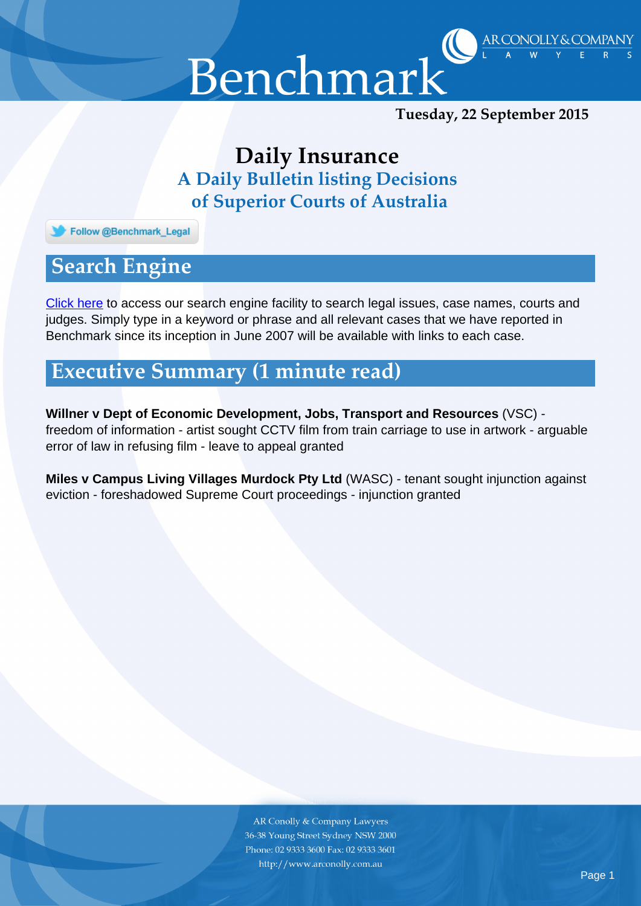# Benchmark

AR CONOLLY & COMPANY LAWYERS

**Tuesday, 22 September 2015**

## Daily Insurance

### A Daily Bulletin listing Decisions of Superior Courts of Australia

Follow @Benchmark_Legal

## Search Engine

Click here to access our search engine facility to search legal issues, case names, courts and judges. Simply type in a keyword or phrase and all relevant cases that we have reported in Benchmark since its inception in June 2007 will be available with links to each case.

## Executive Summary (1 minute read)

**Willner v Dept of Economic Development, Jobs, Transport and Resources** (VSC) - freedom of information - artist sought CCTV film from train carriage to use in artwork - arguable error of law in refusing film - leave to appeal granted

**Miles v Campus Living Villages Murdock Pty Ltd** (WASC) - tenant sought injunction against eviction - foreshadowed Supreme Court proceedings - injunction granted

AR Conolly & Company Lawyers
36-38 Young Street Sydney NSW 2000
Phone: 02 9333 3600 Fax: 02 9333 3601
http://www.arconolly.com.au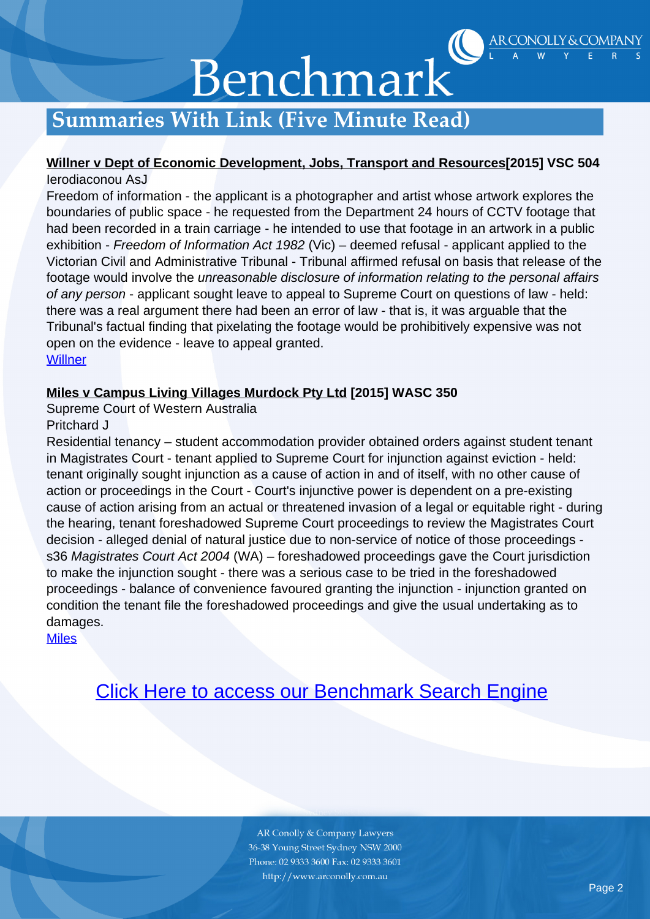## Summaries With Link (Five Minute Read)

**Willner v Dept of Economic Development, Jobs, Transport and Resources[2015] VSC 504**

Ierodiaconou AsJ

Freedom of information - the applicant is a photographer and artist whose artwork explores the boundaries of public space - he requested from the Department 24 hours of CCTV footage that had been recorded in a train carriage - he intended to use that footage in an artwork in a public exhibition - *Freedom of Information Act 1982* (Vic) – deemed refusal - applicant applied to the Victorian Civil and Administrative Tribunal - Tribunal affirmed refusal on basis that release of the footage would involve the *unreasonable disclosure of information relating to the personal affairs of any person* - applicant sought leave to appeal to Supreme Court on questions of law - held: there was a real argument there had been an error of law - that is, it was arguable that the Tribunal's factual finding that pixelating the footage would be prohibitively expensive was not open on the evidence - leave to appeal granted.

Willner

**Miles v Campus Living Villages Murdock Pty Ltd [2015] WASC 350**

Supreme Court of Western Australia

Pritchard J

Residential tenancy – student accommodation provider obtained orders against student tenant in Magistrates Court - tenant applied to Supreme Court for injunction against eviction - held: tenant originally sought injunction as a cause of action in and of itself, with no other cause of action or proceedings in the Court - Court's injunctive power is dependent on a pre-existing cause of action arising from an actual or threatened invasion of a legal or equitable right - during the hearing, tenant foreshadowed Supreme Court proceedings to review the Magistrates Court decision - alleged denial of natural justice due to non-service of notice of those proceedings - s36 *Magistrates Court Act 2004* (WA) – foreshadowed proceedings gave the Court jurisdiction to make the injunction sought - there was a serious case to be tried in the foreshadowed proceedings - balance of convenience favoured granting the injunction - injunction granted on condition the tenant file the foreshadowed proceedings and give the usual undertaking as to damages.

Miles

Click Here to access our Benchmark Search Engine